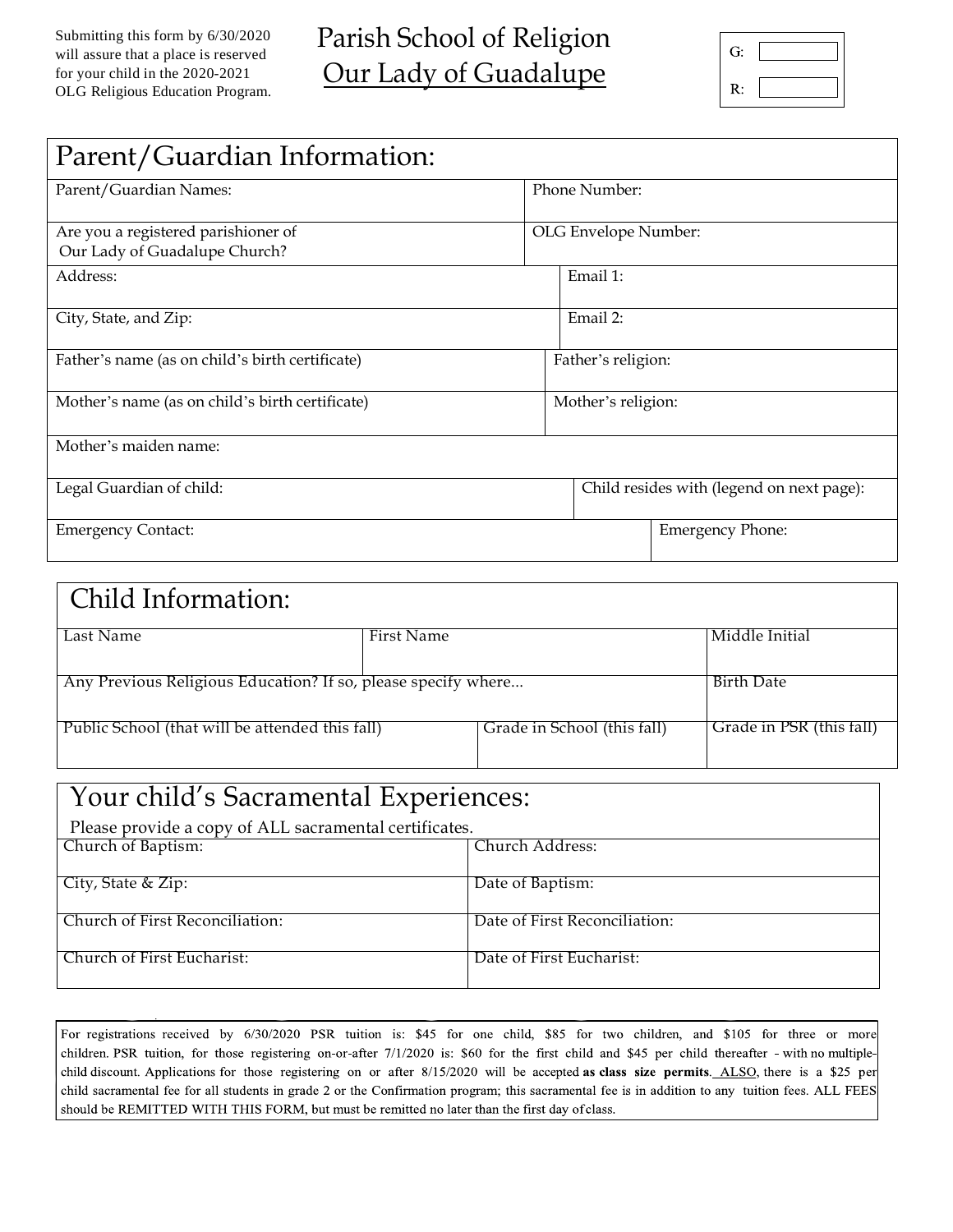Submitting this form by 6/30/2020 will assure that a place is reserved for your child in the 2020-2021 OLG Religious Education Program.

# Parish School of Religion
# Our Lady of Guadalupe

G:

R:

## Parent/Guardian Information:

| | |
|---|---|
| Parent/Guardian Names: | Phone Number: |
| Are you a registered parishioner of Our Lady of Guadalupe Church? | OLG Envelope Number: |
| Address: | Email 1: |
| City, State, and Zip: | Email 2: |
| Father's name (as on child's birth certificate) | Father's religion: |
| Mother's name (as on child's birth certificate) | Mother's religion: |
| Mother's maiden name: | |
| Legal Guardian of child: | Child resides with (legend on next page): |
| Emergency Contact: | Emergency Phone: |

## Child Information:

| | | |
|---|---|---|
| Last Name | First Name | Middle Initial |
| Any Previous Religious Education? If so, please specify where... | | Birth Date |
| Public School (that will be attended this fall) | Grade in School (this fall) | Grade in PSR (this fall) |

## Your child's Sacramental Experiences:

Please provide a copy of ALL sacramental certificates.

| | |
|---|---|
| Church of Baptism: | Church Address: |
| City, State & Zip: | Date of Baptism: |
| Church of First Reconciliation: | Date of First Reconciliation: |
| Church of First Eucharist: | Date of First Eucharist: |

For registrations received by 6/30/2020 PSR tuition is: $45 for one child, $85 for two children, and $105 for three or more children. PSR tuition, for those registering on-or-after 7/1/2020 is: $60 for the first child and $45 per child thereafter - with no multiple-child discount. Applications for those registering on or after 8/15/2020 will be accepted **as class size permits**. ALSO, there is a $25 per child sacramental fee for all students in grade 2 or the Confirmation program; this sacramental fee is in addition to any tuition fees. ALL FEES should be REMITTED WITH THIS FORM, but must be remitted no later than the first day of class.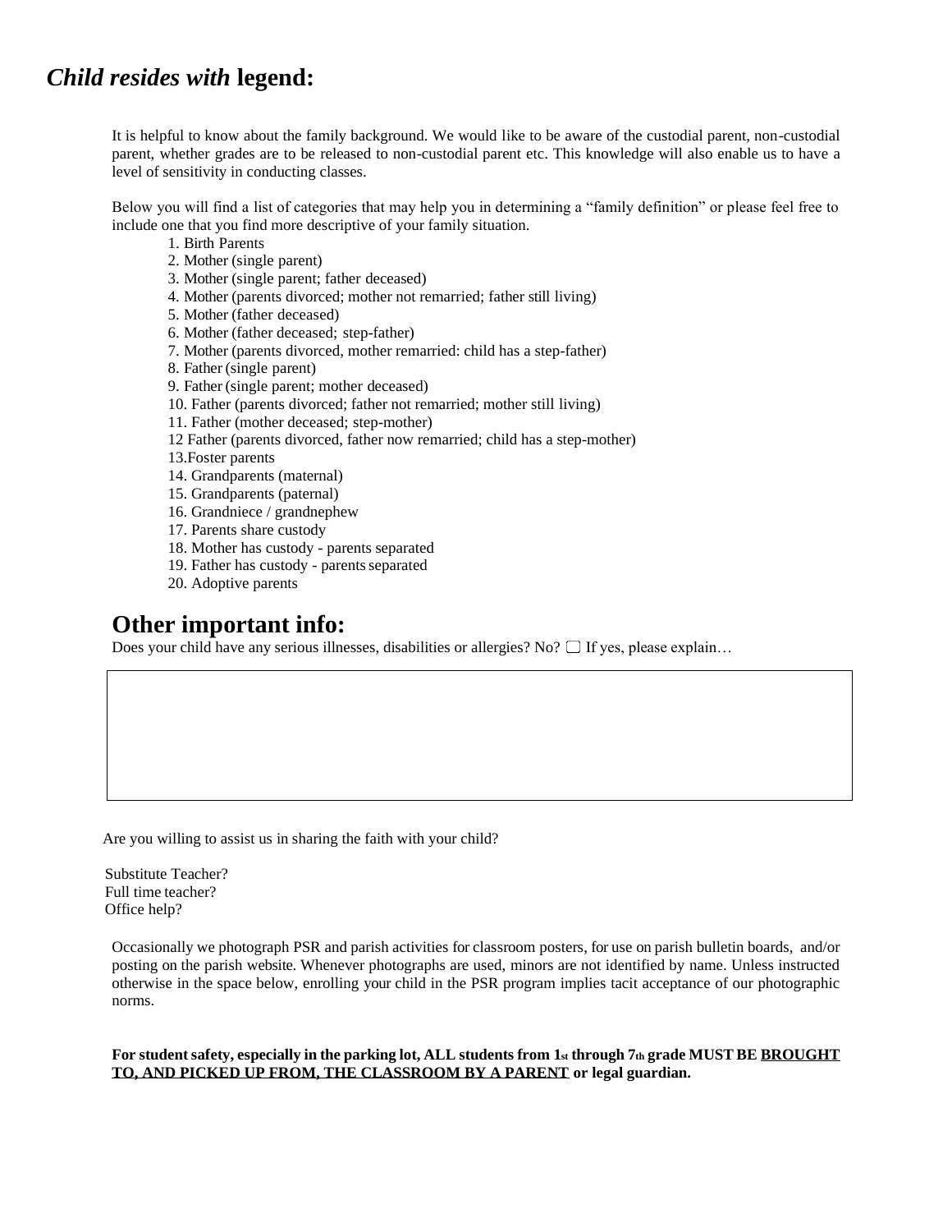# *Child resides with* legend:

It is helpful to know about the family background. We would like to be aware of the custodial parent, non-custodial parent, whether grades are to be released to non-custodial parent etc. This knowledge will also enable us to have a level of sensitivity in conducting classes.

Below you will find a list of categories that may help you in determining a "family definition" or please feel free to include one that you find more descriptive of your family situation.

1. Birth Parents
2. Mother (single parent)
3. Mother (single parent; father deceased)
4. Mother (parents divorced; mother not remarried; father still living)
5. Mother (father deceased)
6. Mother (father deceased; step-father)
7. Mother (parents divorced, mother remarried: child has a step-father)
8. Father (single parent)
9. Father (single parent; mother deceased)
10. Father (parents divorced; father not remarried; mother still living)
11. Father (mother deceased; step-mother)
12. Father (parents divorced, father now remarried; child has a step-mother)
13. Foster parents
14. Grandparents (maternal)
15. Grandparents (paternal)
16. Grandniece / grandnephew
17. Parents share custody
18. Mother has custody - parents separated
19. Father has custody - parents separated
20. Adoptive parents

## Other important info:

Does your child have any serious illnesses, disabilities or allergies? No? ☐ If yes, please explain…

Are you willing to assist us in sharing the faith with your child?

Substitute Teacher?
Full time teacher?
Office help?

Occasionally we photograph PSR and parish activities for classroom posters, for use on parish bulletin boards, and/or posting on the parish website. Whenever photographs are used, minors are not identified by name. Unless instructed otherwise in the space below, enrolling your child in the PSR program implies tacit acceptance of our photographic norms.

**For student safety, especially in the parking lot, ALL students from 1st through 7th grade MUST BE <u>BROUGHT TO, AND PICKED UP FROM, THE CLASSROOM BY A PARENT</u> or legal guardian.**